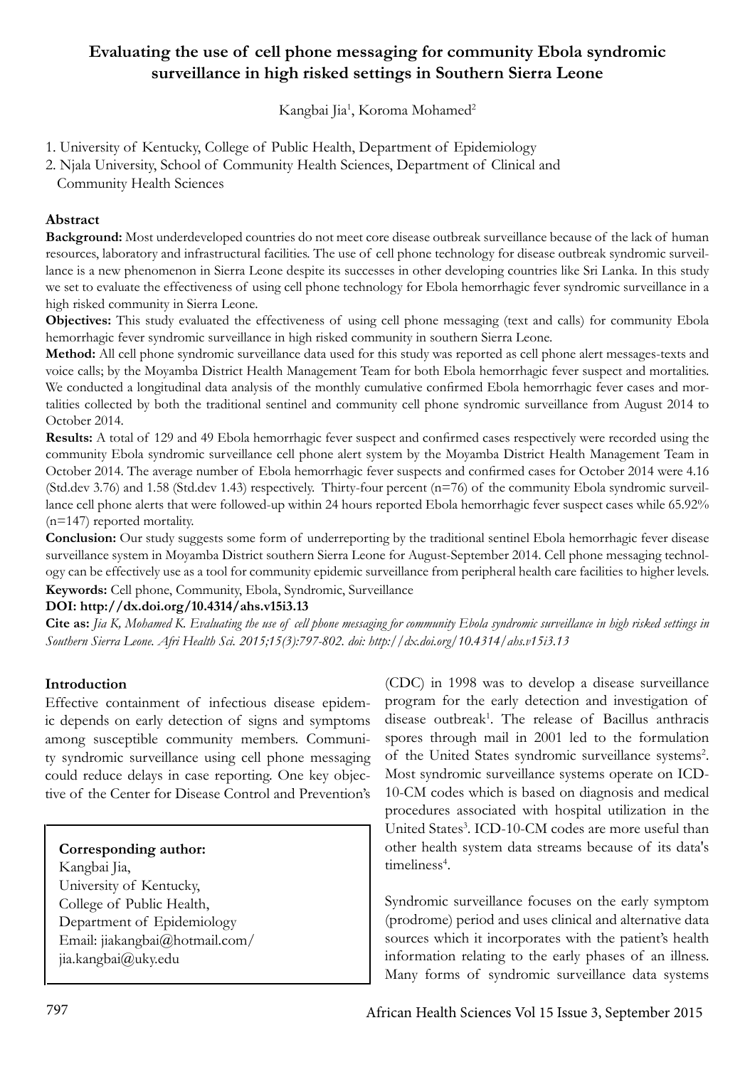# Evaluating the use of cell phone messaging for community Ebola syndromic surveillance in high risked settings in Southern Sierra Leone

Kangbai Jia[1], Koroma Mohamed[2]

1. University of Kentucky, College of Public Health, Department of Epidemiology
2. Njala University, School of Community Health Sciences, Department of Clinical and Community Health Sciences

## Abstract

**Background:** Most underdeveloped countries do not meet core disease outbreak surveillance because of the lack of human resources, laboratory and infrastructural facilities. The use of cell phone technology for disease outbreak syndromic surveillance is a new phenomenon in Sierra Leone despite its successes in other developing countries like Sri Lanka. In this study we set to evaluate the effectiveness of using cell phone technology for Ebola hemorrhagic fever syndromic surveillance in a high risked community in Sierra Leone.

**Objectives:** This study evaluated the effectiveness of using cell phone messaging (text and calls) for community Ebola hemorrhagic fever syndromic surveillance in high risked community in southern Sierra Leone.

**Method:** All cell phone syndromic surveillance data used for this study was reported as cell phone alert messages-texts and voice calls; by the Moyamba District Health Management Team for both Ebola hemorrhagic fever suspect and mortalities. We conducted a longitudinal data analysis of the monthly cumulative confirmed Ebola hemorrhagic fever cases and mortalities collected by both the traditional sentinel and community cell phone syndromic surveillance from August 2014 to October 2014.

**Results:** A total of 129 and 49 Ebola hemorrhagic fever suspect and confirmed cases respectively were recorded using the community Ebola syndromic surveillance cell phone alert system by the Moyamba District Health Management Team in October 2014. The average number of Ebola hemorrhagic fever suspects and confirmed cases for October 2014 were 4.16 (Std.dev 3.76) and 1.58 (Std.dev 1.43) respectively. Thirty-four percent (n=76) of the community Ebola syndromic surveillance cell phone alerts that were followed-up within 24 hours reported Ebola hemorrhagic fever suspect cases while 65.92% (n=147) reported mortality.

**Conclusion:** Our study suggests some form of underreporting by the traditional sentinel Ebola hemorrhagic fever disease surveillance system in Moyamba District southern Sierra Leone for August-September 2014. Cell phone messaging technology can be effectively use as a tool for community epidemic surveillance from peripheral health care facilities to higher levels.

**Keywords:** Cell phone, Community, Ebola, Syndromic, Surveillance

**DOI: http://dx.doi.org/10.4314/ahs.v15i3.13**

**Cite as:** *Jia K, Mohamed K. Evaluating the use of cell phone messaging for community Ebola syndromic surveillance in high risked settings in Southern Sierra Leone. Afri Health Sci. 2015;15(3):797-802. doi: http://dx.doi.org/10.4314/ahs.v15i3.13*

## Introduction

Effective containment of infectious disease epidemic depends on early detection of signs and symptoms among susceptible community members. Community syndromic surveillance using cell phone messaging could reduce delays in case reporting. One key objective of the Center for Disease Control and Prevention's (CDC) in 1998 was to develop a disease surveillance program for the early detection and investigation of disease outbreak[1]. The release of Bacillus anthracis spores through mail in 2001 led to the formulation of the United States syndromic surveillance systems[2]. Most syndromic surveillance systems operate on ICD-10-CM codes which is based on diagnosis and medical procedures associated with hospital utilization in the United States[3]. ICD-10-CM codes are more useful than other health system data streams because of its data's timeliness[4].

Syndromic surveillance focuses on the early symptom (prodrome) period and uses clinical and alternative data sources which it incorporates with the patient's health information relating to the early phases of an illness. Many forms of syndromic surveillance data systems

**Corresponding author:**
Kangbai Jia,
University of Kentucky,
College of Public Health,
Department of Epidemiology
Email: jiakangbai@hotmail.com/
jia.kangbai@uky.edu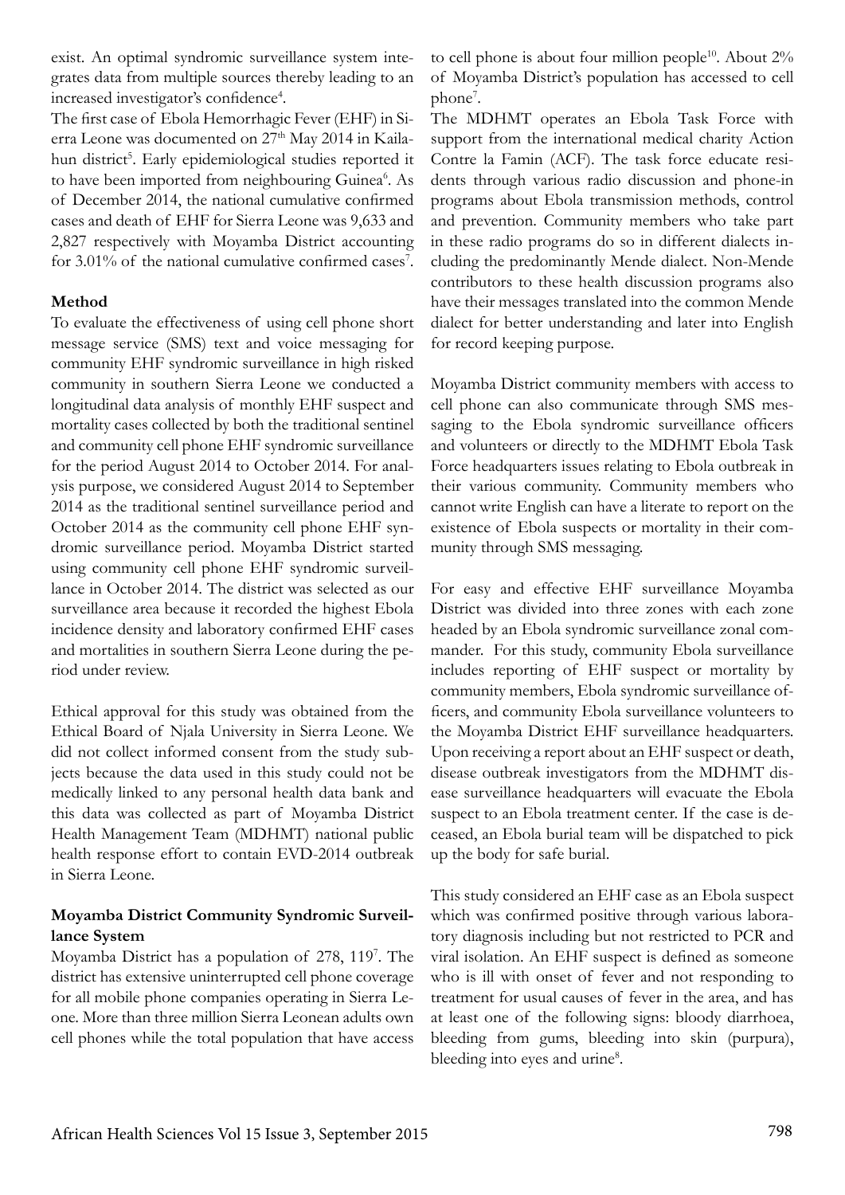exist. An optimal syndromic surveillance system integrates data from multiple sources thereby leading to an increased investigator's confidence[4].

The first case of Ebola Hemorrhagic Fever (EHF) in Sierra Leone was documented on 27th May 2014 in Kailahun district[5]. Early epidemiological studies reported it to have been imported from neighbouring Guinea[6]. As of December 2014, the national cumulative confirmed cases and death of EHF for Sierra Leone was 9,633 and 2,827 respectively with Moyamba District accounting for 3.01% of the national cumulative confirmed cases[7].

**Method**

To evaluate the effectiveness of using cell phone short message service (SMS) text and voice messaging for community EHF syndromic surveillance in high risked community in southern Sierra Leone we conducted a longitudinal data analysis of monthly EHF suspect and mortality cases collected by both the traditional sentinel and community cell phone EHF syndromic surveillance for the period August 2014 to October 2014. For analysis purpose, we considered August 2014 to September 2014 as the traditional sentinel surveillance period and October 2014 as the community cell phone EHF syndromic surveillance period. Moyamba District started using community cell phone EHF syndromic surveillance in October 2014. The district was selected as our surveillance area because it recorded the highest Ebola incidence density and laboratory confirmed EHF cases and mortalities in southern Sierra Leone during the period under review.

Ethical approval for this study was obtained from the Ethical Board of Njala University in Sierra Leone. We did not collect informed consent from the study subjects because the data used in this study could not be medically linked to any personal health data bank and this data was collected as part of Moyamba District Health Management Team (MDHMT) national public health response effort to contain EVD-2014 outbreak in Sierra Leone.

**Moyamba District Community Syndromic Surveillance System**

Moyamba District has a population of 278, 119[7]. The district has extensive uninterrupted cell phone coverage for all mobile phone companies operating in Sierra Leone. More than three million Sierra Leonean adults own cell phones while the total population that have access to cell phone is about four million people[10]. About 2% of Moyamba District's population has accessed to cell phone[7].

The MDHMT operates an Ebola Task Force with support from the international medical charity Action Contre la Famin (ACF). The task force educate residents through various radio discussion and phone-in programs about Ebola transmission methods, control and prevention. Community members who take part in these radio programs do so in different dialects including the predominantly Mende dialect. Non-Mende contributors to these health discussion programs also have their messages translated into the common Mende dialect for better understanding and later into English for record keeping purpose.

Moyamba District community members with access to cell phone can also communicate through SMS messaging to the Ebola syndromic surveillance officers and volunteers or directly to the MDHMT Ebola Task Force headquarters issues relating to Ebola outbreak in their various community. Community members who cannot write English can have a literate to report on the existence of Ebola suspects or mortality in their community through SMS messaging.

For easy and effective EHF surveillance Moyamba District was divided into three zones with each zone headed by an Ebola syndromic surveillance zonal commander. For this study, community Ebola surveillance includes reporting of EHF suspect or mortality by community members, Ebola syndromic surveillance officers, and community Ebola surveillance volunteers to the Moyamba District EHF surveillance headquarters. Upon receiving a report about an EHF suspect or death, disease outbreak investigators from the MDHMT disease surveillance headquarters will evacuate the Ebola suspect to an Ebola treatment center. If the case is deceased, an Ebola burial team will be dispatched to pick up the body for safe burial.

This study considered an EHF case as an Ebola suspect which was confirmed positive through various laboratory diagnosis including but not restricted to PCR and viral isolation. An EHF suspect is defined as someone who is ill with onset of fever and not responding to treatment for usual causes of fever in the area, and has at least one of the following signs: bloody diarrhoea, bleeding from gums, bleeding into skin (purpura), bleeding into eyes and urine[8].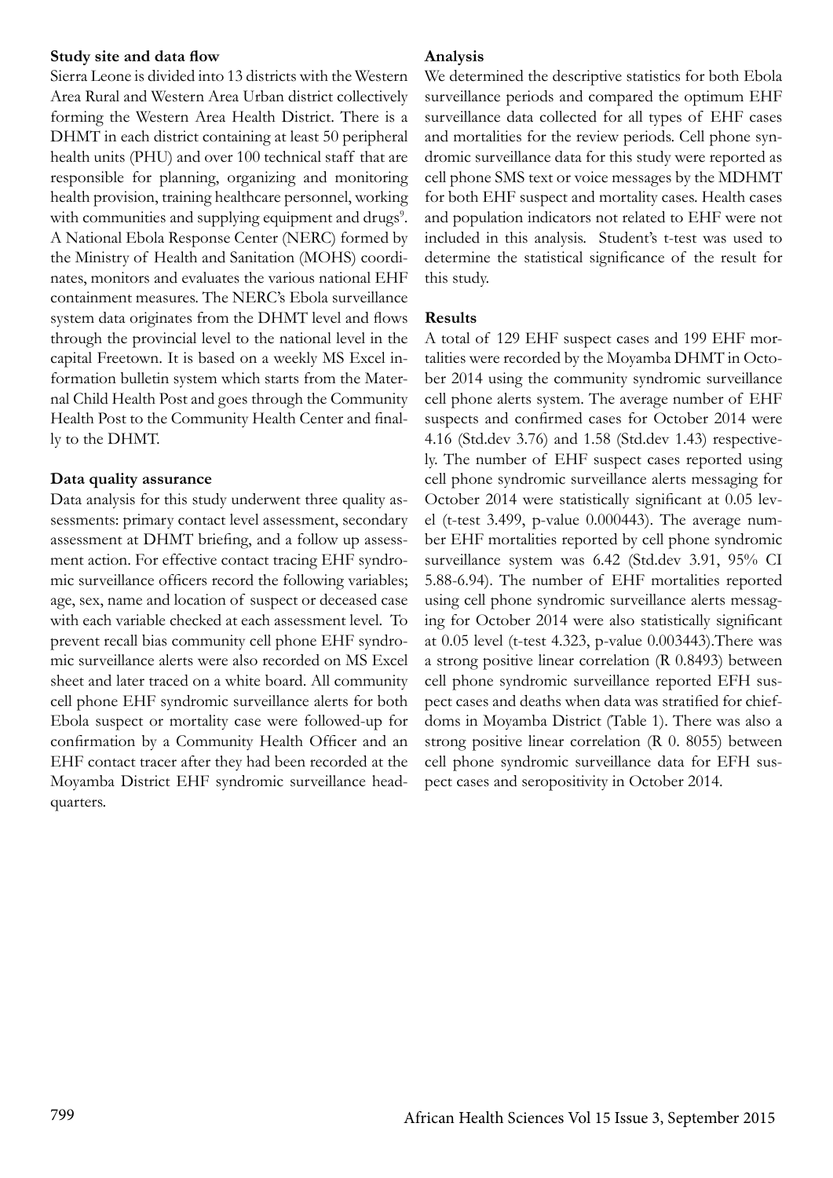### Study site and data flow

Sierra Leone is divided into 13 districts with the Western Area Rural and Western Area Urban district collectively forming the Western Area Health District. There is a DHMT in each district containing at least 50 peripheral health units (PHU) and over 100 technical staff that are responsible for planning, organizing and monitoring health provision, training healthcare personnel, working with communities and supplying equipment and drugs[9]. A National Ebola Response Center (NERC) formed by the Ministry of Health and Sanitation (MOHS) coordinates, monitors and evaluates the various national EHF containment measures. The NERC's Ebola surveillance system data originates from the DHMT level and flows through the provincial level to the national level in the capital Freetown. It is based on a weekly MS Excel information bulletin system which starts from the Maternal Child Health Post and goes through the Community Health Post to the Community Health Center and finally to the DHMT.

### Data quality assurance

Data analysis for this study underwent three quality assessments: primary contact level assessment, secondary assessment at DHMT briefing, and a follow up assessment action. For effective contact tracing EHF syndromic surveillance officers record the following variables; age, sex, name and location of suspect or deceased case with each variable checked at each assessment level. To prevent recall bias community cell phone EHF syndromic surveillance alerts were also recorded on MS Excel sheet and later traced on a white board. All community cell phone EHF syndromic surveillance alerts for both Ebola suspect or mortality case were followed-up for confirmation by a Community Health Officer and an EHF contact tracer after they had been recorded at the Moyamba District EHF syndromic surveillance headquarters.

### Analysis

We determined the descriptive statistics for both Ebola surveillance periods and compared the optimum EHF surveillance data collected for all types of EHF cases and mortalities for the review periods. Cell phone syndromic surveillance data for this study were reported as cell phone SMS text or voice messages by the MDHMT for both EHF suspect and mortality cases. Health cases and population indicators not related to EHF were not included in this analysis. Student's t-test was used to determine the statistical significance of the result for this study.

### Results

A total of 129 EHF suspect cases and 199 EHF mortalities were recorded by the Moyamba DHMT in October 2014 using the community syndromic surveillance cell phone alerts system. The average number of EHF suspects and confirmed cases for October 2014 were 4.16 (Std.dev 3.76) and 1.58 (Std.dev 1.43) respectively. The number of EHF suspect cases reported using cell phone syndromic surveillance alerts messaging for October 2014 were statistically significant at 0.05 level (t-test 3.499, p-value 0.000443). The average number EHF mortalities reported by cell phone syndromic surveillance system was 6.42 (Std.dev 3.91, 95% CI 5.88-6.94). The number of EHF mortalities reported using cell phone syndromic surveillance alerts messaging for October 2014 were also statistically significant at 0.05 level (t-test 4.323, p-value 0.003443).There was a strong positive linear correlation (R 0.8493) between cell phone syndromic surveillance reported EFH suspect cases and deaths when data was stratified for chiefdoms in Moyamba District (Table 1). There was also a strong positive linear correlation (R 0. 8055) between cell phone syndromic surveillance data for EFH suspect cases and seropositivity in October 2014.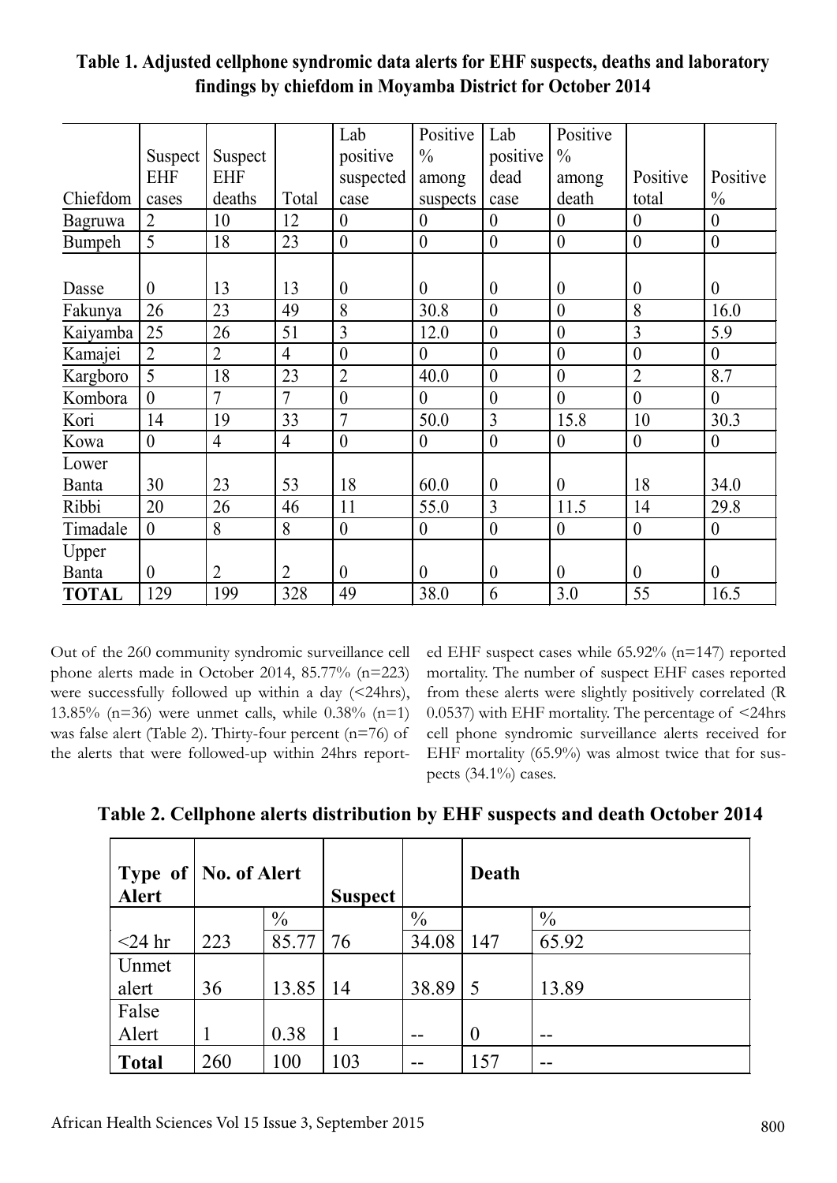**Table 1. Adjusted cellphone syndromic data alerts for EHF suspects, deaths and laboratory findings by chiefdom in Moyamba District for October 2014**

| Chiefdom | Suspect EHF cases | Suspect EHF deaths | Total | Lab positive suspected case | Positive % among suspects | Lab positive dead case | Positive % among death | Positive total | Positive % |
|---|---|---|---|---|---|---|---|---|---|
| Bagruwa | 2 | 10 | 12 | 0 | 0 | 0 | 0 | 0 | 0 |
| Bumpeh | 5 | 18 | 23 | 0 | 0 | 0 | 0 | 0 | 0 |
| Dasse | 0 | 13 | 13 | 0 | 0 | 0 | 0 | 0 | 0 |
| Fakunya | 26 | 23 | 49 | 8 | 30.8 | 0 | 0 | 8 | 16.0 |
| Kaiyamba | 25 | 26 | 51 | 3 | 12.0 | 0 | 0 | 3 | 5.9 |
| Kamajei | 2 | 2 | 4 | 0 | 0 | 0 | 0 | 0 | 0 |
| Kargboro | 5 | 18 | 23 | 2 | 40.0 | 0 | 0 | 2 | 8.7 |
| Kombora | 0 | 7 | 7 | 0 | 0 | 0 | 0 | 0 | 0 |
| Kori | 14 | 19 | 33 | 7 | 50.0 | 3 | 15.8 | 10 | 30.3 |
| Kowa | 0 | 4 | 4 | 0 | 0 | 0 | 0 | 0 | 0 |
| Lower Banta | 30 | 23 | 53 | 18 | 60.0 | 0 | 0 | 18 | 34.0 |
| Ribbi | 20 | 26 | 46 | 11 | 55.0 | 3 | 11.5 | 14 | 29.8 |
| Timadale | 0 | 8 | 8 | 0 | 0 | 0 | 0 | 0 | 0 |
| Upper Banta | 0 | 2 | 2 | 0 | 0 | 0 | 0 | 0 | 0 |
| **TOTAL** | 129 | 199 | 328 | 49 | 38.0 | 6 | 3.0 | 55 | 16.5 |

Out of the 260 community syndromic surveillance cell phone alerts made in October 2014, 85.77% (n=223) were successfully followed up within a day (<24hrs), 13.85% (n=36) were unmet calls, while 0.38% (n=1) was false alert (Table 2). Thirty-four percent (n=76) of the alerts that were followed-up within 24hrs reported EHF suspect cases while 65.92% (n=147) reported mortality. The number of suspect EHF cases reported from these alerts were slightly positively correlated (R 0.0537) with EHF mortality. The percentage of <24hrs cell phone syndromic surveillance alerts received for EHF mortality (65.9%) was almost twice that for suspects (34.1%) cases.

**Table 2. Cellphone alerts distribution by EHF suspects and death October 2014**

| Type of Alert | No. of Alert | | Suspect | | Death | |
|---|---|---|---|---|---|---|
| | | % | | % | | % |
| <24 hr | 223 | 85.77 | 76 | 34.08 | 147 | 65.92 |
| Unmet alert | 36 | 13.85 | 14 | 38.89 | 5 | 13.89 |
| False Alert | 1 | 0.38 | 1 | -- | 0 | -- |
| **Total** | 260 | 100 | 103 | -- | 157 | -- |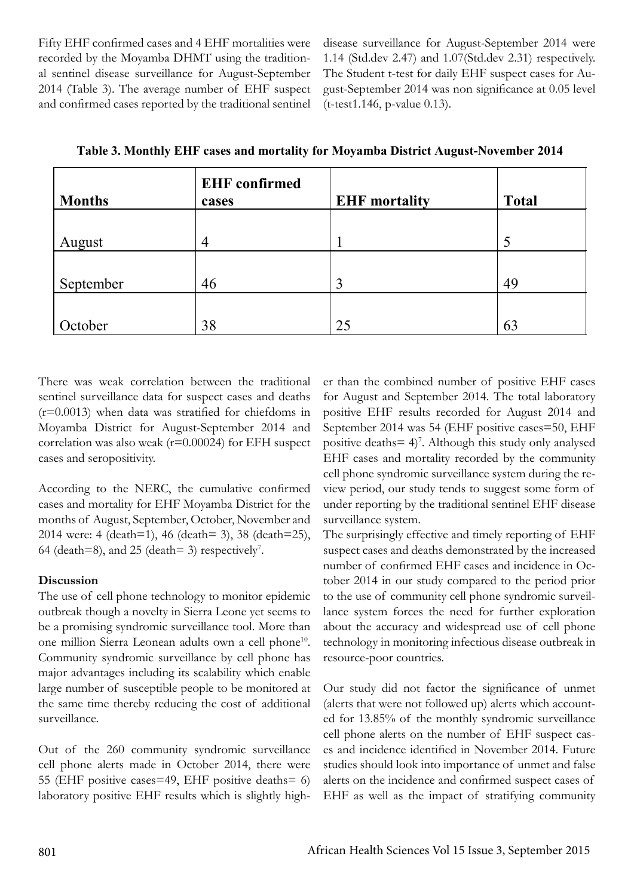Fifty EHF confirmed cases and 4 EHF mortalities were recorded by the Moyamba DHMT using the traditional sentinel disease surveillance for August-September 2014 (Table 3). The average number of EHF suspect and confirmed cases reported by the traditional sentinel disease surveillance for August-September 2014 were 1.14 (Std.dev 2.47) and 1.07(Std.dev 2.31) respectively. The Student t-test for daily EHF suspect cases for August-September 2014 was non significance at 0.05 level (t-test1.146, p-value 0.13).

**Table 3. Monthly EHF cases and mortality for Moyamba District August-November 2014**

| Months | EHF confirmed cases | EHF mortality | Total |
|---|---|---|---|
| August | 4 | 1 | 5 |
| September | 46 | 3 | 49 |
| October | 38 | 25 | 63 |

There was weak correlation between the traditional sentinel surveillance data for suspect cases and deaths (r=0.0013) when data was stratified for chiefdoms in Moyamba District for August-September 2014 and correlation was also weak (r=0.00024) for EFH suspect cases and seropositivity.

According to the NERC, the cumulative confirmed cases and mortality for EHF Moyamba District for the months of August, September, October, November and 2014 were: 4 (death=1), 46 (death= 3), 38 (death=25), 64 (death=8), and 25 (death= 3) respectively[7].

**Discussion**

The use of cell phone technology to monitor epidemic outbreak though a novelty in Sierra Leone yet seems to be a promising syndromic surveillance tool. More than one million Sierra Leonean adults own a cell phone[10]. Community syndromic surveillance by cell phone has major advantages including its scalability which enable large number of susceptible people to be monitored at the same time thereby reducing the cost of additional surveillance.

Out of the 260 community syndromic surveillance cell phone alerts made in October 2014, there were 55 (EHF positive cases=49, EHF positive deaths= 6) laboratory positive EHF results which is slightly higher than the combined number of positive EHF cases for August and September 2014. The total laboratory positive EHF results recorded for August 2014 and September 2014 was 54 (EHF positive cases=50, EHF positive deaths= 4)[7]. Although this study only analysed EHF cases and mortality recorded by the community cell phone syndromic surveillance system during the review period, our study tends to suggest some form of under reporting by the traditional sentinel EHF disease surveillance system.

The surprisingly effective and timely reporting of EHF suspect cases and deaths demonstrated by the increased number of confirmed EHF cases and incidence in October 2014 in our study compared to the period prior to the use of community cell phone syndromic surveillance system forces the need for further exploration about the accuracy and widespread use of cell phone technology in monitoring infectious disease outbreak in resource-poor countries.

Our study did not factor the significance of unmet (alerts that were not followed up) alerts which accounted for 13.85% of the monthly syndromic surveillance cell phone alerts on the number of EHF suspect cases and incidence identified in November 2014. Future studies should look into importance of unmet and false alerts on the incidence and confirmed suspect cases of EHF as well as the impact of stratifying community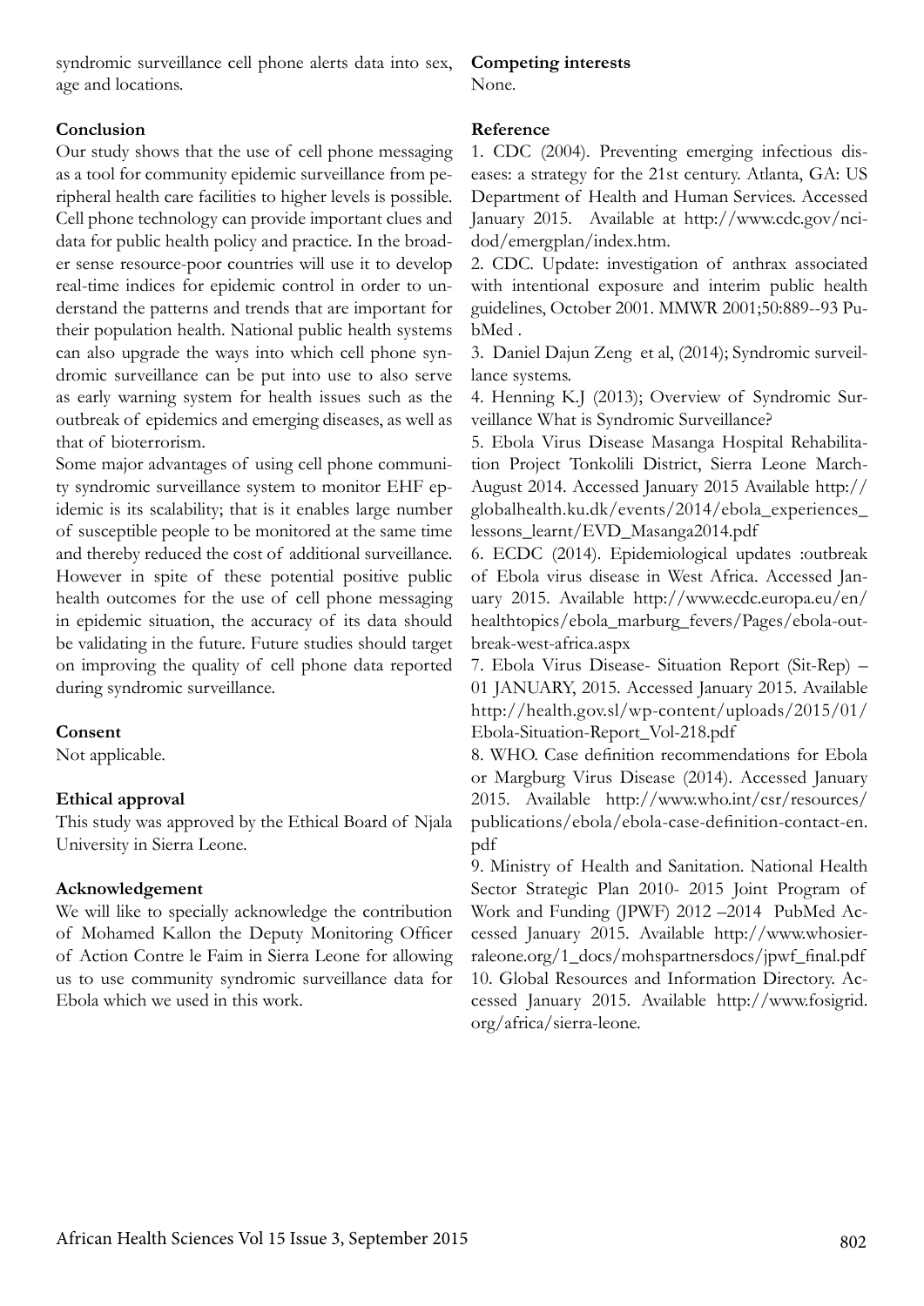syndromic surveillance cell phone alerts data into sex, age and locations.

## Conclusion

Our study shows that the use of cell phone messaging as a tool for community epidemic surveillance from peripheral health care facilities to higher levels is possible. Cell phone technology can provide important clues and data for public health policy and practice. In the broader sense resource-poor countries will use it to develop real-time indices for epidemic control in order to understand the patterns and trends that are important for their population health. National public health systems can also upgrade the ways into which cell phone syndromic surveillance can be put into use to also serve as early warning system for health issues such as the outbreak of epidemics and emerging diseases, as well as that of bioterrorism.

Some major advantages of using cell phone community syndromic surveillance system to monitor EHF epidemic is its scalability; that is it enables large number of susceptible people to be monitored at the same time and thereby reduced the cost of additional surveillance. However in spite of these potential positive public health outcomes for the use of cell phone messaging in epidemic situation, the accuracy of its data should be validating in the future. Future studies should target on improving the quality of cell phone data reported during syndromic surveillance.

## Consent

Not applicable.

## Ethical approval

This study was approved by the Ethical Board of Njala University in Sierra Leone.

## Acknowledgement

We will like to specially acknowledge the contribution of Mohamed Kallon the Deputy Monitoring Officer of Action Contre le Faim in Sierra Leone for allowing us to use community syndromic surveillance data for Ebola which we used in this work.

## Competing interests

None.

## Reference

1. CDC (2004). Preventing emerging infectious diseases: a strategy for the 21st century. Atlanta, GA: US Department of Health and Human Services. Accessed January 2015. Available at http://www.cdc.gov/ncidod/emergplan/index.htm.
2. CDC. Update: investigation of anthrax associated with intentional exposure and interim public health guidelines, October 2001. MMWR 2001;50:889--93 PubMed .
3. Daniel Dajun Zeng et al, (2014); Syndromic surveillance systems.
4. Henning K.J (2013); Overview of Syndromic Surveillance What is Syndromic Surveillance?
5. Ebola Virus Disease Masanga Hospital Rehabilitation Project Tonkolili District, Sierra Leone March-August 2014. Accessed January 2015 Available http://globalhealth.ku.dk/events/2014/ebola_experiences_lessons_learnt/EVD_Masanga2014.pdf
6. ECDC (2014). Epidemiological updates :outbreak of Ebola virus disease in West Africa. Accessed January 2015. Available http://www.ecdc.europa.eu/en/healthtopics/ebola_marburg_fevers/Pages/ebola-outbreak-west-africa.aspx
7. Ebola Virus Disease- Situation Report (Sit-Rep) – 01 JANUARY, 2015. Accessed January 2015. Available http://health.gov.sl/wp-content/uploads/2015/01/Ebola-Situation-Report_Vol-218.pdf
8. WHO. Case definition recommendations for Ebola or Margburg Virus Disease (2014). Accessed January 2015. Available http://www.who.int/csr/resources/publications/ebola/ebola-case-definition-contact-en.pdf
9. Ministry of Health and Sanitation. National Health Sector Strategic Plan 2010- 2015 Joint Program of Work and Funding (JPWF) 2012 –2014 PubMed Accessed January 2015. Available http://www.whosierraleone.org/1_docs/mohspartnersdocs/jpwf_final.pdf
10. Global Resources and Information Directory. Accessed January 2015. Available http://www.fosigrid.org/africa/sierra-leone.